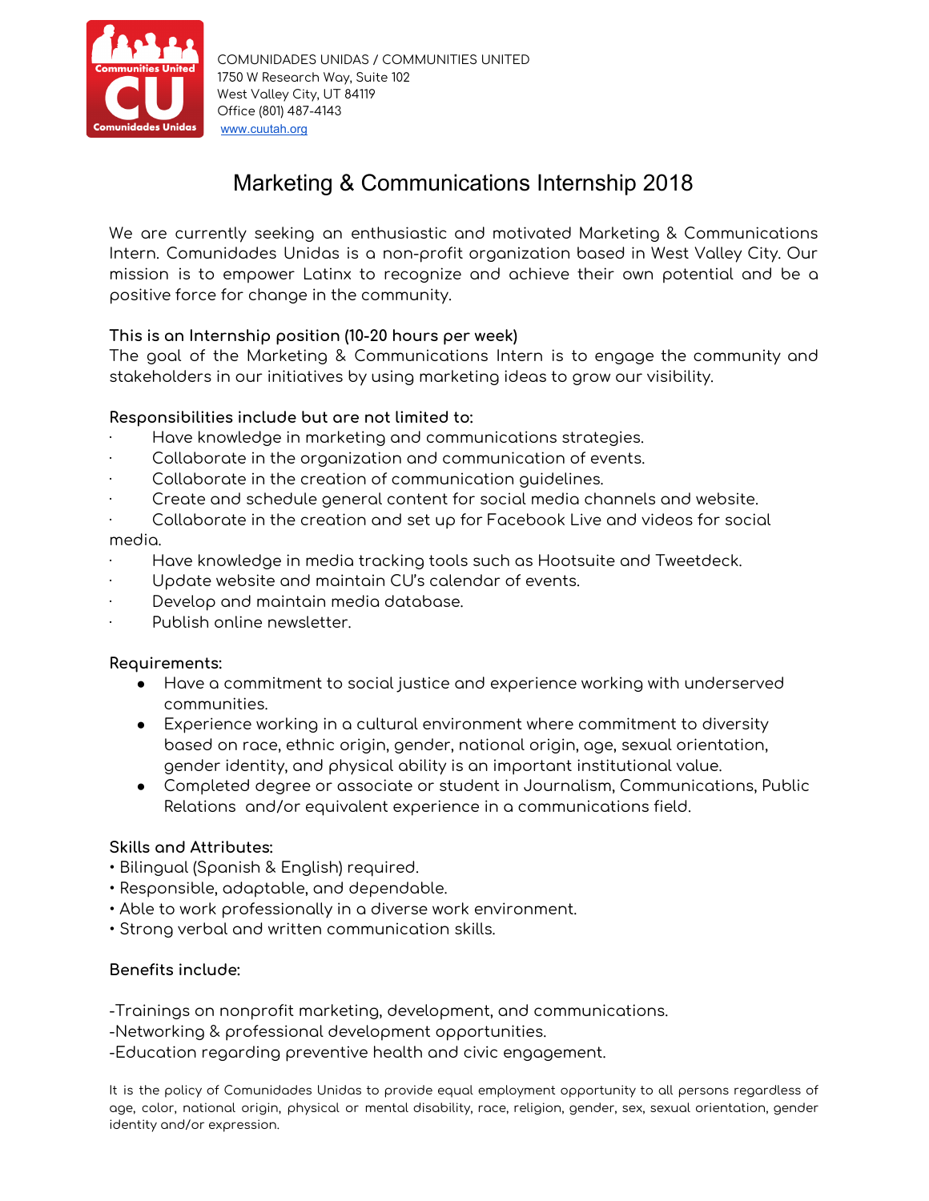COMUNIDADES UNIDAS / COMMUNITIES UNITED
1750 W Research Way, Suite 102
West Valley City, UT 84119
Office (801) 487-4143
www.cuutah.org

# Marketing & Communications Internship 2018

We are currently seeking an enthusiastic and motivated Marketing & Communications Intern. Comunidades Unidas is a non-profit organization based in West Valley City. Our mission is to empower Latinx to recognize and achieve their own potential and be a positive force for change in the community.

**This is an Internship position (10-20 hours per week)**
The goal of the Marketing & Communications Intern is to engage the community and stakeholders in our initiatives by using marketing ideas to grow our visibility.

**Responsibilities include but are not limited to:**

- Have knowledge in marketing and communications strategies.
- Collaborate in the organization and communication of events.
- Collaborate in the creation of communication guidelines.
- Create and schedule general content for social media channels and website.
- Collaborate in the creation and set up for Facebook Live and videos for social media.
- Have knowledge in media tracking tools such as Hootsuite and Tweetdeck.
- Update website and maintain CU's calendar of events.
- Develop and maintain media database.
- Publish online newsletter.

**Requirements:**

- Have a commitment to social justice and experience working with underserved communities.
- Experience working in a cultural environment where commitment to diversity based on race, ethnic origin, gender, national origin, age, sexual orientation, gender identity, and physical ability is an important institutional value.
- Completed degree or associate or student in Journalism, Communications, Public Relations and/or equivalent experience in a communications field.

**Skills and Attributes:**

- Bilingual (Spanish & English) required.
- Responsible, adaptable, and dependable.
- Able to work professionally in a diverse work environment.
- Strong verbal and written communication skills.

**Benefits include:**

-Trainings on nonprofit marketing, development, and communications.
-Networking & professional development opportunities.
-Education regarding preventive health and civic engagement.

It is the policy of Comunidades Unidas to provide equal employment opportunity to all persons regardless of age, color, national origin, physical or mental disability, race, religion, gender, sex, sexual orientation, gender identity and/or expression.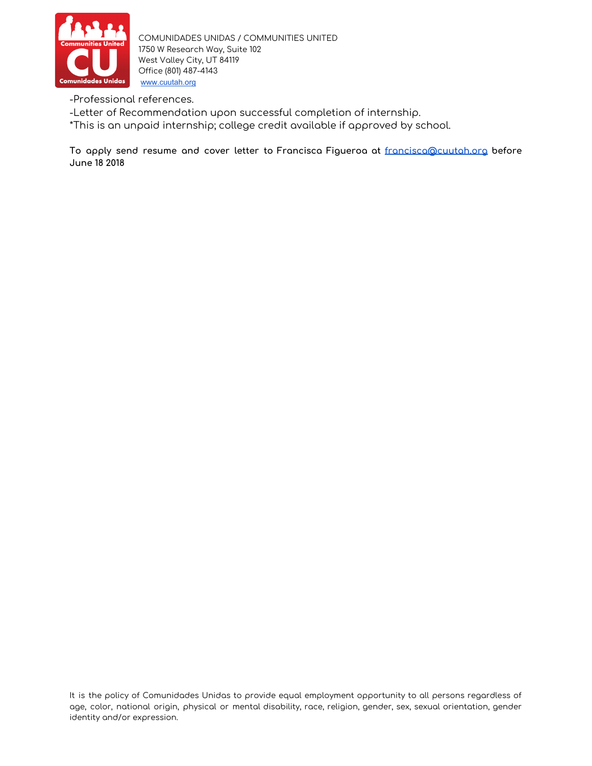COMUNIDADES UNIDAS / COMMUNITIES UNITED
1750 W Research Way, Suite 102
West Valley City, UT 84119
Office (801) 487-4143
www.cuutah.org

-Professional references.
-Letter of Recommendation upon successful completion of internship.
*This is an unpaid internship; college credit available if approved by school.

**To apply send resume and cover letter to Francisca Figueroa at francisca@cuutah.org before June 18 2018**

It is the policy of Comunidades Unidas to provide equal employment opportunity to all persons regardless of age, color, national origin, physical or mental disability, race, religion, gender, sex, sexual orientation, gender identity and/or expression.